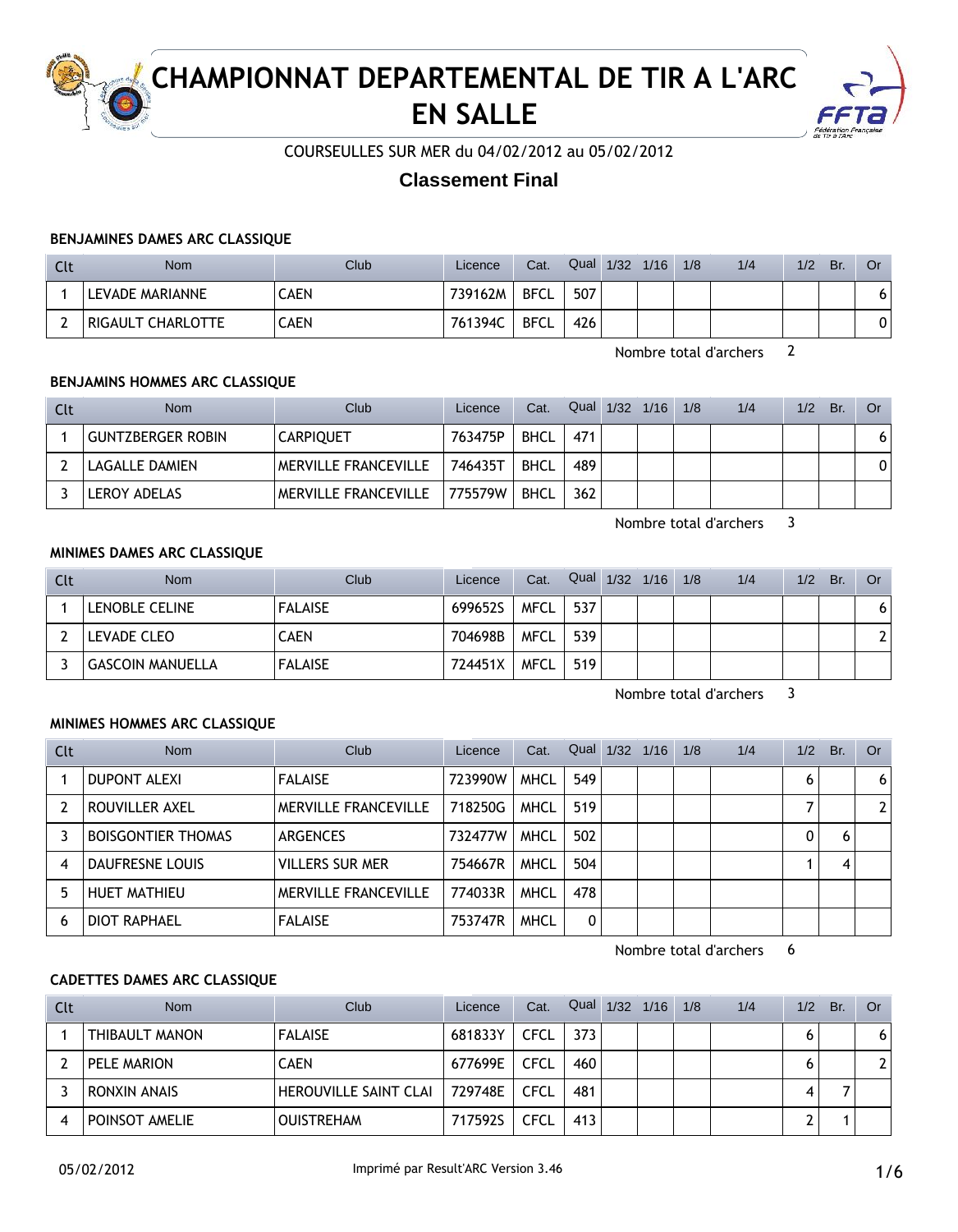# CHAMPIONNAT DEPARTEMENTAL DE TIR A L'ARC EN SALLE

COURSEULLES SUR MER du 04/02/2012 au 05/02/2012

## Classement Final

### BENJAMINES DAMES ARC CLASSIQUE

| Clt | Nom | Club | Licence | Cat. | Qual | 1/32 | 1/16 | 1/8 | 1/4 | 1/2 | Br. | Or |
|---|---|---|---|---|---|---|---|---|---|---|---|---|
| 1 | LEVADE MARIANNE | CAEN | 739162M | BFCL | 507 | | | | | | | 6 |
| 2 | RIGAULT CHARLOTTE | CAEN | 761394C | BFCL | 426 | | | | | | | 0 |

Nombre total d'archers 2

### BENJAMINS HOMMES ARC CLASSIQUE

| Clt | Nom | Club | Licence | Cat. | Qual | 1/32 | 1/16 | 1/8 | 1/4 | 1/2 | Br. | Or |
|---|---|---|---|---|---|---|---|---|---|---|---|---|
| 1 | GUNTZBERGER ROBIN | CARPIQUET | 763475P | BHCL | 471 | | | | | | | 6 |
| 2 | LAGALLE DAMIEN | MERVILLE FRANCEVILLE | 746435T | BHCL | 489 | | | | | | | 0 |
| 3 | LEROY ADELAS | MERVILLE FRANCEVILLE | 775579W | BHCL | 362 | | | | | | | |

Nombre total d'archers 3

### MINIMES DAMES ARC CLASSIQUE

| Clt | Nom | Club | Licence | Cat. | Qual | 1/32 | 1/16 | 1/8 | 1/4 | 1/2 | Br. | Or |
|---|---|---|---|---|---|---|---|---|---|---|---|---|
| 1 | LENOBLE CELINE | FALAISE | 699652S | MFCL | 537 | | | | | | | 6 |
| 2 | LEVADE CLEO | CAEN | 704698B | MFCL | 539 | | | | | | | 2 |
| 3 | GASCOIN MANUELLA | FALAISE | 724451X | MFCL | 519 | | | | | | | |

Nombre total d'archers 3

### MINIMES HOMMES ARC CLASSIQUE

| Clt | Nom | Club | Licence | Cat. | Qual | 1/32 | 1/16 | 1/8 | 1/4 | 1/2 | Br. | Or |
|---|---|---|---|---|---|---|---|---|---|---|---|---|
| 1 | DUPONT ALEXI | FALAISE | 723990W | MHCL | 549 | | | | | 6 | | 6 |
| 2 | ROUVILLER AXEL | MERVILLE FRANCEVILLE | 718250G | MHCL | 519 | | | | | 7 | | 2 |
| 3 | BOISGONTIER THOMAS | ARGENCES | 732477W | MHCL | 502 | | | | | 0 | 6 | |
| 4 | DAUFRESNE LOUIS | VILLERS SUR MER | 754667R | MHCL | 504 | | | | | 1 | 4 | |
| 5 | HUET MATHIEU | MERVILLE FRANCEVILLE | 774033R | MHCL | 478 | | | | | | | |
| 6 | DIOT RAPHAEL | FALAISE | 753747R | MHCL | 0 | | | | | | | |

Nombre total d'archers 6

### CADETTES DAMES ARC CLASSIQUE

| Clt | Nom | Club | Licence | Cat. | Qual | 1/32 | 1/16 | 1/8 | 1/4 | 1/2 | Br. | Or |
|---|---|---|---|---|---|---|---|---|---|---|---|---|
| 1 | THIBAULT MANON | FALAISE | 681833Y | CFCL | 373 | | | | | 6 | | 6 |
| 2 | PELE MARION | CAEN | 677699E | CFCL | 460 | | | | | 6 | | 2 |
| 3 | RONXIN ANAIS | HEROUVILLE SAINT CLAI | 729748E | CFCL | 481 | | | | | 4 | 7 | |
| 4 | POINSOT AMELIE | OUISTREHAM | 717592S | CFCL | 413 | | | | | 2 | 1 | |

05/02/2012 Imprimé par Result'ARC Version 3.46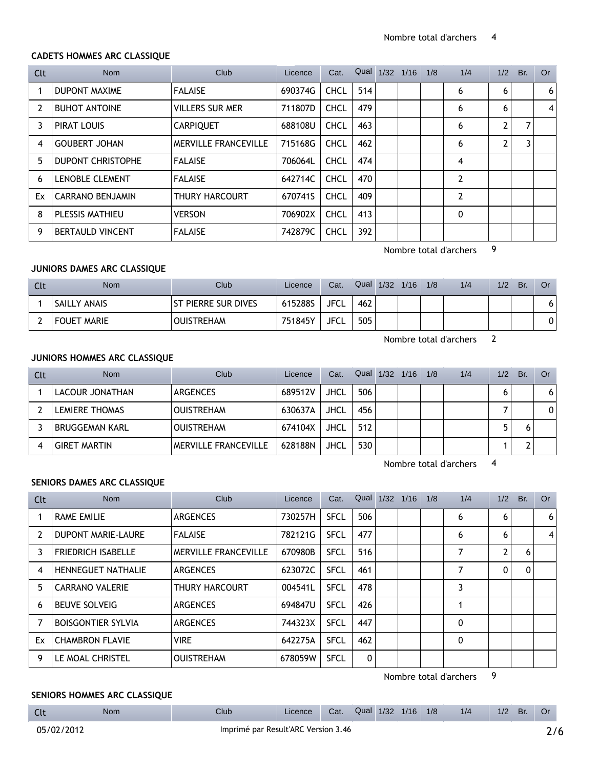Nombre total d'archers 4

### CADETS HOMMES ARC CLASSIQUE

| Clt | Nom | Club | Licence | Cat. | Qual | 1/32 | 1/16 | 1/8 | 1/4 | 1/2 | Br. | Or |
|---|---|---|---|---|---|---|---|---|---|---|---|---|
| 1 | DUPONT MAXIME | FALAISE | 690374G | CHCL | 514 | | | | 6 | 6 | | 6 |
| 2 | BUHOT ANTOINE | VILLERS SUR MER | 711807D | CHCL | 479 | | | | 6 | 6 | | 4 |
| 3 | PIRAT LOUIS | CARPIQUET | 688108U | CHCL | 463 | | | | 6 | 2 | 7 | |
| 4 | GOUBERT JOHAN | MERVILLE FRANCEVILLE | 715168G | CHCL | 462 | | | | 6 | 2 | 3 | |
| 5 | DUPONT CHRISTOPHE | FALAISE | 706064L | CHCL | 474 | | | | 4 | | | |
| 6 | LENOBLE CLEMENT | FALAISE | 642714C | CHCL | 470 | | | | 2 | | | |
| Ex | CARRANO BENJAMIN | THURY HARCOURT | 670741S | CHCL | 409 | | | | 2 | | | |
| 8 | PLESSIS MATHIEU | VERSON | 706902X | CHCL | 413 | | | | 0 | | | |
| 9 | BERTAULD VINCENT | FALAISE | 742879C | CHCL | 392 | | | | | | | |

Nombre total d'archers 9

### JUNIORS DAMES ARC CLASSIQUE

| Clt | Nom | Club | Licence | Cat. | Qual | 1/32 | 1/16 | 1/8 | 1/4 | 1/2 | Br. | Or |
|---|---|---|---|---|---|---|---|---|---|---|---|---|
| 1 | SAILLY ANAIS | ST PIERRE SUR DIVES | 615288S | JFCL | 462 | | | | | | | 6 |
| 2 | FOUET MARIE | OUISTREHAM | 751845Y | JFCL | 505 | | | | | | | 0 |

Nombre total d'archers 2

### JUNIORS HOMMES ARC CLASSIQUE

| Clt | Nom | Club | Licence | Cat. | Qual | 1/32 | 1/16 | 1/8 | 1/4 | 1/2 | Br. | Or |
|---|---|---|---|---|---|---|---|---|---|---|---|---|
| 1 | LACOUR JONATHAN | ARGENCES | 689512V | JHCL | 506 | | | | | 6 | | 6 |
| 2 | LEMIERE THOMAS | OUISTREHAM | 630637A | JHCL | 456 | | | | | 7 | | 0 |
| 3 | BRUGGEMAN KARL | OUISTREHAM | 674104X | JHCL | 512 | | | | | 5 | 6 | |
| 4 | GIRET MARTIN | MERVILLE FRANCEVILLE | 628188N | JHCL | 530 | | | | | 1 | 2 | |

Nombre total d'archers 4

### SENIORS DAMES ARC CLASSIQUE

| Clt | Nom | Club | Licence | Cat. | Qual | 1/32 | 1/16 | 1/8 | 1/4 | 1/2 | Br. | Or |
|---|---|---|---|---|---|---|---|---|---|---|---|---|
| 1 | RAME EMILIE | ARGENCES | 730257H | SFCL | 506 | | | | 6 | 6 | | 6 |
| 2 | DUPONT MARIE-LAURE | FALAISE | 782121G | SFCL | 477 | | | | 6 | 6 | | 4 |
| 3 | FRIEDRICH ISABELLE | MERVILLE FRANCEVILLE | 670980B | SFCL | 516 | | | | 7 | 2 | 6 | |
| 4 | HENNEGUET NATHALIE | ARGENCES | 623072C | SFCL | 461 | | | | 7 | 0 | 0 | |
| 5 | CARRANO VALERIE | THURY HARCOURT | 004541L | SFCL | 478 | | | | 3 | | | |
| 6 | BEUVE SOLVEIG | ARGENCES | 694847U | SFCL | 426 | | | | 1 | | | |
| 7 | BOISGONTIER SYLVIA | ARGENCES | 744323X | SFCL | 447 | | | | 0 | | | |
| Ex | CHAMBRON FLAVIE | VIRE | 642275A | SFCL | 462 | | | | 0 | | | |
| 9 | LE MOAL CHRISTEL | OUISTREHAM | 678059W | SFCL | 0 | | | | | | | |

Nombre total d'archers 9

### SENIORS HOMMES ARC CLASSIQUE

| Clt | Nom | Club | Licence | Cat. | Qual | 1/32 | 1/16 | 1/8 | 1/4 | 1/2 | Br. | Or |
|---|---|---|---|---|---|---|---|---|---|---|---|---|

05/02/2012 Imprimé par Result'ARC Version 3.46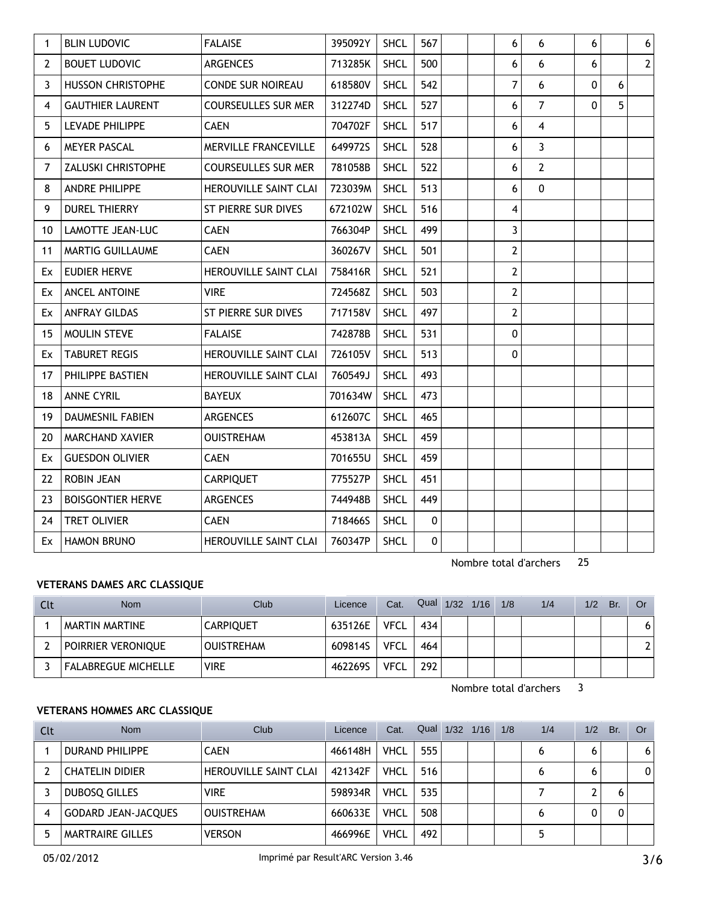| Clt | Nom | Club | Licence | Cat. | Qual | 1/32 | 1/16 | 1/8 | 1/4 | 1/2 | Br. | Or |
|---|---|---|---|---|---|---|---|---|---|---|---|---|
| 1 | BLIN LUDOVIC | FALAISE | 395092Y | SHCL | 567 | | | 6 | 6 | 6 | | 6 |
| 2 | BOUET LUDOVIC | ARGENCES | 713285K | SHCL | 500 | | | 6 | 6 | 6 | | 2 |
| 3 | HUSSON CHRISTOPHE | CONDE SUR NOIREAU | 618580V | SHCL | 542 | | | 7 | 6 | 0 | 6 | |
| 4 | GAUTHIER LAURENT | COURSEULLES SUR MER | 312274D | SHCL | 527 | | | 6 | 7 | 0 | 5 | |
| 5 | LEVADE PHILIPPE | CAEN | 704702F | SHCL | 517 | | | 6 | 4 | | | |
| 6 | MEYER PASCAL | MERVILLE FRANCEVILLE | 649972S | SHCL | 528 | | | 6 | 3 | | | |
| 7 | ZALUSKI CHRISTOPHE | COURSEULLES SUR MER | 781058B | SHCL | 522 | | | 6 | 2 | | | |
| 8 | ANDRE PHILIPPE | HEROUVILLE SAINT CLAI | 723039M | SHCL | 513 | | | 6 | 0 | | | |
| 9 | DUREL THIERRY | ST PIERRE SUR DIVES | 672102W | SHCL | 516 | | | 4 | | | | |
| 10 | LAMOTTE JEAN-LUC | CAEN | 766304P | SHCL | 499 | | | 3 | | | | |
| 11 | MARTIG GUILLAUME | CAEN | 360267V | SHCL | 501 | | | 2 | | | | |
| Ex | EUDIER HERVE | HEROUVILLE SAINT CLAI | 758416R | SHCL | 521 | | | 2 | | | | |
| Ex | ANCEL ANTOINE | VIRE | 724568Z | SHCL | 503 | | | 2 | | | | |
| Ex | ANFRAY GILDAS | ST PIERRE SUR DIVES | 717158V | SHCL | 497 | | | 2 | | | | |
| 15 | MOULIN STEVE | FALAISE | 742878B | SHCL | 531 | | | 0 | | | | |
| Ex | TABURET REGIS | HEROUVILLE SAINT CLAI | 726105V | SHCL | 513 | | | 0 | | | | |
| 17 | PHILIPPE BASTIEN | HEROUVILLE SAINT CLAI | 760549J | SHCL | 493 | | | | | | | |
| 18 | ANNE CYRIL | BAYEUX | 701634W | SHCL | 473 | | | | | | | |
| 19 | DAUMESNIL FABIEN | ARGENCES | 612607C | SHCL | 465 | | | | | | | |
| 20 | MARCHAND XAVIER | OUISTREHAM | 453813A | SHCL | 459 | | | | | | | |
| Ex | GUESDON OLIVIER | CAEN | 701655U | SHCL | 459 | | | | | | | |
| 22 | ROBIN JEAN | CARPIQUET | 775527P | SHCL | 451 | | | | | | | |
| 23 | BOISGONTIER HERVE | ARGENCES | 744948B | SHCL | 449 | | | | | | | |
| 24 | TRET OLIVIER | CAEN | 718466S | SHCL | 0 | | | | | | | |
| Ex | HAMON BRUNO | HEROUVILLE SAINT CLAI | 760347P | SHCL | 0 | | | | | | | |

Nombre total d'archers 25

### VETERANS DAMES ARC CLASSIQUE

| Clt | Nom | Club | Licence | Cat. | Qual | 1/32 | 1/16 | 1/8 | 1/4 | 1/2 | Br. | Or |
|---|---|---|---|---|---|---|---|---|---|---|---|---|
| 1 | MARTIN MARTINE | CARPIQUET | 635126E | VFCL | 434 | | | | | | | 6 |
| 2 | POIRRIER VERONIQUE | OUISTREHAM | 609814S | VFCL | 464 | | | | | | | 2 |
| 3 | FALABREGUE MICHELLE | VIRE | 462269S | VFCL | 292 | | | | | | | |

Nombre total d'archers 3

### VETERANS HOMMES ARC CLASSIQUE

| Clt | Nom | Club | Licence | Cat. | Qual | 1/32 | 1/16 | 1/8 | 1/4 | 1/2 | Br. | Or |
|---|---|---|---|---|---|---|---|---|---|---|---|---|
| 1 | DURAND PHILIPPE | CAEN | 466148H | VHCL | 555 | | | | 6 | 6 | | 6 |
| 2 | CHATELIN DIDIER | HEROUVILLE SAINT CLAI | 421342F | VHCL | 516 | | | | 6 | 6 | | 0 |
| 3 | DUBOSQ GILLES | VIRE | 598934R | VHCL | 535 | | | | 7 | 2 | 6 | |
| 4 | GODARD JEAN-JACQUES | OUISTREHAM | 660633E | VHCL | 508 | | | | 6 | 0 | 0 | |
| 5 | MARTRAIRE GILLES | VERSON | 466996E | VHCL | 492 | | | | 5 | | | |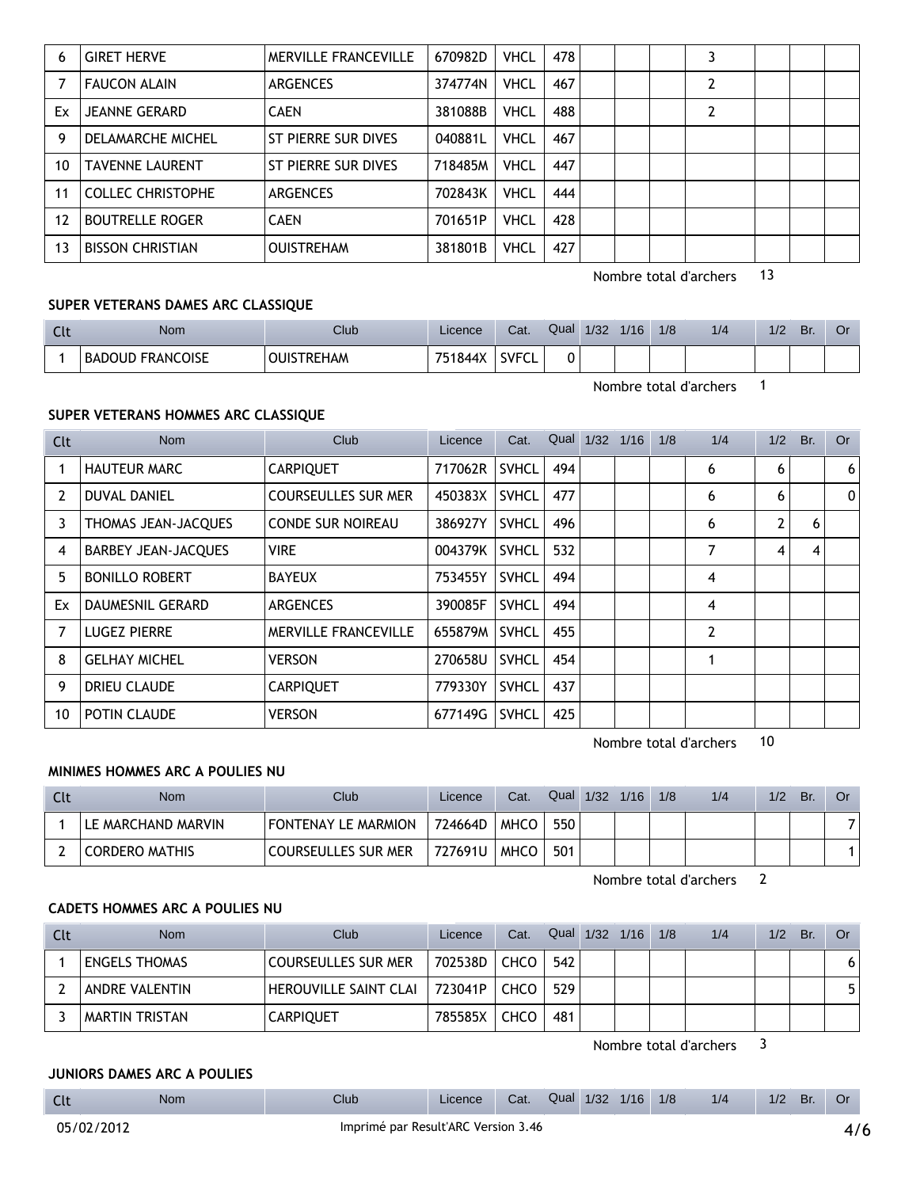| 6 | GIRET HERVE | MERVILLE FRANCEVILLE | 670982D | VHCL | 478 | | | | 3 | | | |
|---|---|---|---|---|---|---|---|---|---|---|---|---|
| 7 | FAUCON ALAIN | ARGENCES | 374774N | VHCL | 467 | | | | 2 | | | |
| Ex | JEANNE GERARD | CAEN | 381088B | VHCL | 488 | | | | 2 | | | |
| 9 | DELAMARCHE MICHEL | ST PIERRE SUR DIVES | 040881L | VHCL | 467 | | | | | | | |
| 10 | TAVENNE LAURENT | ST PIERRE SUR DIVES | 718485M | VHCL | 447 | | | | | | | |
| 11 | COLLEC CHRISTOPHE | ARGENCES | 702843K | VHCL | 444 | | | | | | | |
| 12 | BOUTRELLE ROGER | CAEN | 701651P | VHCL | 428 | | | | | | | |
| 13 | BISSON CHRISTIAN | OUISTREHAM | 381801B | VHCL | 427 | | | | | | | |

Nombre total d'archers 13

**SUPER VETERANS DAMES ARC CLASSIQUE**

| Clt | Nom | Club | Licence | Cat. | Qual | 1/32 | 1/16 | 1/8 | 1/4 | 1/2 | Br. | Or |
|---|---|---|---|---|---|---|---|---|---|---|---|---|
| 1 | BADOUD FRANCOISE | OUISTREHAM | 751844X | SVFCL | 0 | | | | | | | |

Nombre total d'archers 1

**SUPER VETERANS HOMMES ARC CLASSIQUE**

| Clt | Nom | Club | Licence | Cat. | Qual | 1/32 | 1/16 | 1/8 | 1/4 | 1/2 | Br. | Or |
|---|---|---|---|---|---|---|---|---|---|---|---|---|
| 1 | HAUTEUR MARC | CARPIQUET | 717062R | SVHCL | 494 | | | | 6 | 6 | | 6 |
| 2 | DUVAL DANIEL | COURSEULLES SUR MER | 450383X | SVHCL | 477 | | | | 6 | 6 | | 0 |
| 3 | THOMAS JEAN-JACQUES | CONDE SUR NOIREAU | 386927Y | SVHCL | 496 | | | | 6 | 2 | 6 | |
| 4 | BARBEY JEAN-JACQUES | VIRE | 004379K | SVHCL | 532 | | | | 7 | 4 | 4 | |
| 5 | BONILLO ROBERT | BAYEUX | 753455Y | SVHCL | 494 | | | | 4 | | | |
| Ex | DAUMESNIL GERARD | ARGENCES | 390085F | SVHCL | 494 | | | | 4 | | | |
| 7 | LUGEZ PIERRE | MERVILLE FRANCEVILLE | 655879M | SVHCL | 455 | | | | 2 | | | |
| 8 | GELHAY MICHEL | VERSON | 270658U | SVHCL | 454 | | | | 1 | | | |
| 9 | DRIEU CLAUDE | CARPIQUET | 779330Y | SVHCL | 437 | | | | | | | |
| 10 | POTIN CLAUDE | VERSON | 677149G | SVHCL | 425 | | | | | | | |

Nombre total d'archers 10

**MINIMES HOMMES ARC A POULIES NU**

| Clt | Nom | Club | Licence | Cat. | Qual | 1/32 | 1/16 | 1/8 | 1/4 | 1/2 | Br. | Or |
|---|---|---|---|---|---|---|---|---|---|---|---|---|
| 1 | LE MARCHAND MARVIN | FONTENAY LE MARMION | 724664D | MHCO | 550 | | | | | | | 7 |
| 2 | CORDERO MATHIS | COURSEULLES SUR MER | 727691U | MHCO | 501 | | | | | | | 1 |

Nombre total d'archers 2

**CADETS HOMMES ARC A POULIES NU**

| Clt | Nom | Club | Licence | Cat. | Qual | 1/32 | 1/16 | 1/8 | 1/4 | 1/2 | Br. | Or |
|---|---|---|---|---|---|---|---|---|---|---|---|---|
| 1 | ENGELS THOMAS | COURSEULLES SUR MER | 702538D | CHCO | 542 | | | | | | | 6 |
| 2 | ANDRE VALENTIN | HEROUVILLE SAINT CLAI | 723041P | CHCO | 529 | | | | | | | 5 |
| 3 | MARTIN TRISTAN | CARPIQUET | 785585X | CHCO | 481 | | | | | | | |

Nombre total d'archers 3

**JUNIORS DAMES ARC A POULIES**

| Clt | Nom | Club | Licence | Cat. | Qual | 1/32 | 1/16 | 1/8 | 1/4 | 1/2 | Br. | Or |
|---|---|---|---|---|---|---|---|---|---|---|---|---|

05/02/2012 Imprimé par Result'ARC Version 3.46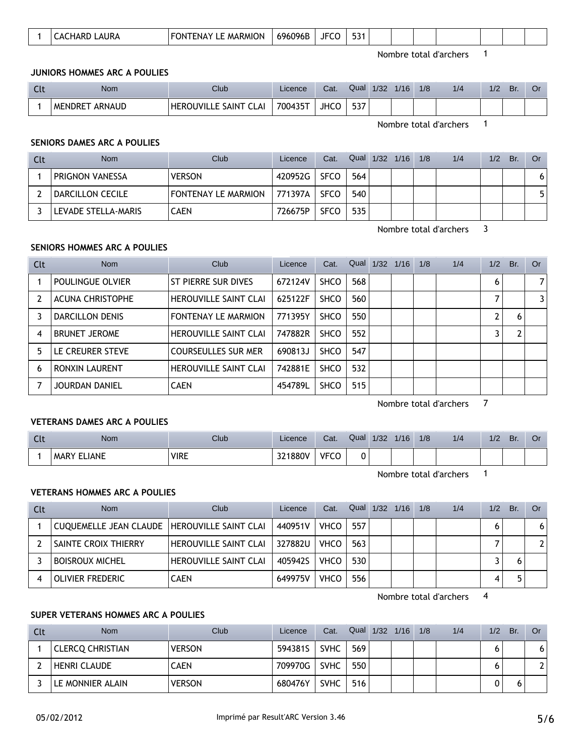| 1 | CACHARD LAURA | FONTENAY LE MARMION | 696096B | JFCO | 531 | | | | | | | |
|---|---|---|---|---|---|---|---|---|---|---|---|---|

Nombre total d'archers 1

**JUNIORS HOMMES ARC A POULIES**

| Clt | Nom | Club | Licence | Cat. | Qual | 1/32 | 1/16 | 1/8 | 1/4 | 1/2 | Br. | Or |
|---|---|---|---|---|---|---|---|---|---|---|---|---|
| 1 | MENDRET ARNAUD | HEROUVILLE SAINT CLAI | 700435T | JHCO | 537 | | | | | | | |

Nombre total d'archers 1

**SENIORS DAMES ARC A POULIES**

| Clt | Nom | Club | Licence | Cat. | Qual | 1/32 | 1/16 | 1/8 | 1/4 | 1/2 | Br. | Or |
|---|---|---|---|---|---|---|---|---|---|---|---|---|
| 1 | PRIGNON VANESSA | VERSON | 420952G | SFCO | 564 | | | | | | | 6 |
| 2 | DARCILLON CECILE | FONTENAY LE MARMION | 771397A | SFCO | 540 | | | | | | | 5 |
| 3 | LEVADE STELLA-MARIS | CAEN | 726675P | SFCO | 535 | | | | | | | |

Nombre total d'archers 3

**SENIORS HOMMES ARC A POULIES**

| Clt | Nom | Club | Licence | Cat. | Qual | 1/32 | 1/16 | 1/8 | 1/4 | 1/2 | Br. | Or |
|---|---|---|---|---|---|---|---|---|---|---|---|---|
| 1 | POULINGUE OLVIER | ST PIERRE SUR DIVES | 672124V | SHCO | 568 | | | | | 6 | | 7 |
| 2 | ACUNA CHRISTOPHE | HEROUVILLE SAINT CLAI | 625122F | SHCO | 560 | | | | | 7 | | 3 |
| 3 | DARCILLON DENIS | FONTENAY LE MARMION | 771395Y | SHCO | 550 | | | | | 2 | 6 | |
| 4 | BRUNET JEROME | HEROUVILLE SAINT CLAI | 747882R | SHCO | 552 | | | | | 3 | 2 | |
| 5 | LE CREURER STEVE | COURSEULLES SUR MER | 690813J | SHCO | 547 | | | | | | | |
| 6 | RONXIN LAURENT | HEROUVILLE SAINT CLAI | 742881E | SHCO | 532 | | | | | | | |
| 7 | JOURDAN DANIEL | CAEN | 454789L | SHCO | 515 | | | | | | | |

Nombre total d'archers 7

**VETERANS DAMES ARC A POULIES**

| Clt | Nom | Club | Licence | Cat. | Qual | 1/32 | 1/16 | 1/8 | 1/4 | 1/2 | Br. | Or |
|---|---|---|---|---|---|---|---|---|---|---|---|---|
| 1 | MARY ELIANE | VIRE | 321880V | VFCO | 0 | | | | | | | |

Nombre total d'archers 1

**VETERANS HOMMES ARC A POULIES**

| Clt | Nom | Club | Licence | Cat. | Qual | 1/32 | 1/16 | 1/8 | 1/4 | 1/2 | Br. | Or |
|---|---|---|---|---|---|---|---|---|---|---|---|---|
| 1 | CUQUEMELLE JEAN CLAUDE | HEROUVILLE SAINT CLAI | 440951V | VHCO | 557 | | | | | 6 | | 6 |
| 2 | SAINTE CROIX THIERRY | HEROUVILLE SAINT CLAI | 327882U | VHCO | 563 | | | | | 7 | | 2 |
| 3 | BOISROUX MICHEL | HEROUVILLE SAINT CLAI | 405942S | VHCO | 530 | | | | | 3 | 6 | |
| 4 | OLIVIER FREDERIC | CAEN | 649975V | VHCO | 556 | | | | | 4 | 5 | |

Nombre total d'archers 4

**SUPER VETERANS HOMMES ARC A POULIES**

| Clt | Nom | Club | Licence | Cat. | Qual | 1/32 | 1/16 | 1/8 | 1/4 | 1/2 | Br. | Or |
|---|---|---|---|---|---|---|---|---|---|---|---|---|
| 1 | CLERCQ CHRISTIAN | VERSON | 594381S | SVHC | 569 | | | | | 6 | | 6 |
| 2 | HENRI CLAUDE | CAEN | 709970G | SVHC | 550 | | | | | 6 | | 2 |
| 3 | LE MONNIER ALAIN | VERSON | 680476Y | SVHC | 516 | | | | | 0 | 6 | |

05/02/2012 Imprimé par Result'ARC Version 3.46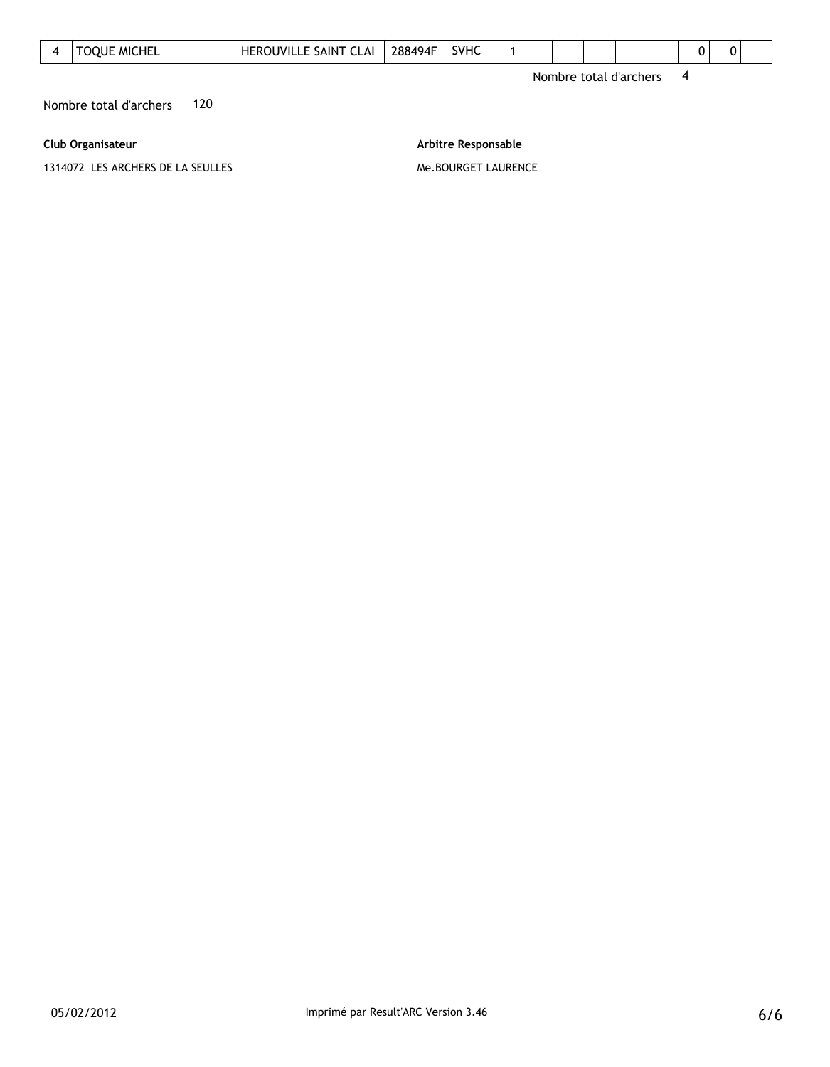| | | | | | | | | | | | | | |
|---|---|---|---|---|---|---|---|---|---|---|---|---|---|
| 4 | TOQUE MICHEL | HEROUVILLE SAINT CLAI | 288494F | SVHC | 1 | | | | | | 0 | 0 | |

Nombre total d'archers 4

Nombre total d'archers 120

**Club Organisateur**

1314072 LES ARCHERS DE LA SEULLES

**Arbitre Responsable**

Me.BOURGET LAURENCE

05/02/2012 Imprimé par Result'ARC Version 3.46